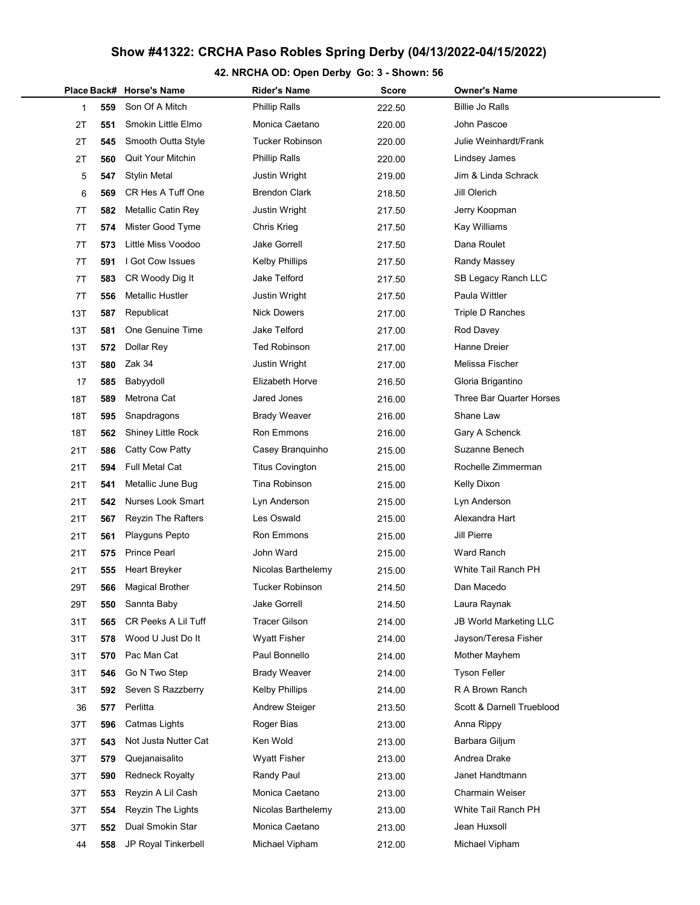# Show #41322: CRCHA Paso Robles Spring Derby (04/13/2022-04/15/2022)

## 42. NRCHA OD: Open Derby Go: 3 - Shown: 56

| Place | Back# | Horse's Name | Rider's Name | Score | Owner's Name |
|---|---|---|---|---|---|
| 1 | 559 | Son Of A Mitch | Phillip Ralls | 222.50 | Billie Jo Ralls |
| 2T | 551 | Smokin Little Elmo | Monica Caetano | 220.00 | John Pascoe |
| 2T | 545 | Smooth Outta Style | Tucker Robinson | 220.00 | Julie Weinhardt/Frank |
| 2T | 560 | Quit Your Mitchin | Phillip Ralls | 220.00 | Lindsey James |
| 5 | 547 | Stylin Metal | Justin Wright | 219.00 | Jim & Linda Schrack |
| 6 | 569 | CR Hes A Tuff One | Brendon Clark | 218.50 | Jill Olerich |
| 7T | 582 | Metallic Catin Rey | Justin Wright | 217.50 | Jerry Koopman |
| 7T | 574 | Mister Good Tyme | Chris Krieg | 217.50 | Kay Williams |
| 7T | 573 | Little Miss Voodoo | Jake Gorrell | 217.50 | Dana Roulet |
| 7T | 591 | I Got Cow Issues | Kelby Phillips | 217.50 | Randy Massey |
| 7T | 583 | CR Woody Dig It | Jake Telford | 217.50 | SB Legacy Ranch LLC |
| 7T | 556 | Metallic Hustler | Justin Wright | 217.50 | Paula Wittler |
| 13T | 587 | Republicat | Nick Dowers | 217.00 | Triple D Ranches |
| 13T | 581 | One Genuine Time | Jake Telford | 217.00 | Rod Davey |
| 13T | 572 | Dollar Rey | Ted Robinson | 217.00 | Hanne Dreier |
| 13T | 580 | Zak 34 | Justin Wright | 217.00 | Melissa Fischer |
| 17 | 585 | Babyydoll | Elizabeth Horve | 216.50 | Gloria Brigantino |
| 18T | 589 | Metrona Cat | Jared Jones | 216.00 | Three Bar Quarter Horses |
| 18T | 595 | Snapdragons | Brady Weaver | 216.00 | Shane Law |
| 18T | 562 | Shiney Little Rock | Ron Emmons | 216.00 | Gary A Schenck |
| 21T | 586 | Catty Cow Patty | Casey Branquinho | 215.00 | Suzanne Benech |
| 21T | 594 | Full Metal Cat | Titus Covington | 215.00 | Rochelle Zimmerman |
| 21T | 541 | Metallic June Bug | Tina Robinson | 215.00 | Kelly Dixon |
| 21T | 542 | Nurses Look Smart | Lyn Anderson | 215.00 | Lyn Anderson |
| 21T | 567 | Reyzin The Rafters | Les Oswald | 215.00 | Alexandra Hart |
| 21T | 561 | Playguns Pepto | Ron Emmons | 215.00 | Jill Pierre |
| 21T | 575 | Prince Pearl | John Ward | 215.00 | Ward Ranch |
| 21T | 555 | Heart Breyker | Nicolas Barthelemy | 215.00 | White Tail Ranch PH |
| 29T | 566 | Magical Brother | Tucker Robinson | 214.50 | Dan Macedo |
| 29T | 550 | Sannta Baby | Jake Gorrell | 214.50 | Laura Raynak |
| 31T | 565 | CR Peeks A Lil Tuff | Tracer Gilson | 214.00 | JB World Marketing LLC |
| 31T | 578 | Wood U Just Do It | Wyatt Fisher | 214.00 | Jayson/Teresa Fisher |
| 31T | 570 | Pac Man Cat | Paul Bonnello | 214.00 | Mother Mayhem |
| 31T | 546 | Go N Two Step | Brady Weaver | 214.00 | Tyson Feller |
| 31T | 592 | Seven S Razzberry | Kelby Phillips | 214.00 | R A Brown Ranch |
| 36 | 577 | Perlitta | Andrew Steiger | 213.50 | Scott & Darnell Trueblood |
| 37T | 596 | Catmas Lights | Roger Bias | 213.00 | Anna Rippy |
| 37T | 543 | Not Justa Nutter Cat | Ken Wold | 213.00 | Barbara Giljum |
| 37T | 579 | Quejanaisalito | Wyatt Fisher | 213.00 | Andrea Drake |
| 37T | 590 | Redneck Royalty | Randy Paul | 213.00 | Janet Handtmann |
| 37T | 553 | Reyzin A Lil Cash | Monica Caetano | 213.00 | Charmain Weiser |
| 37T | 554 | Reyzin The Lights | Nicolas Barthelemy | 213.00 | White Tail Ranch PH |
| 37T | 552 | Dual Smokin Star | Monica Caetano | 213.00 | Jean Huxsoll |
| 44 | 558 | JP Royal Tinkerbell | Michael Vipham | 212.00 | Michael Vipham |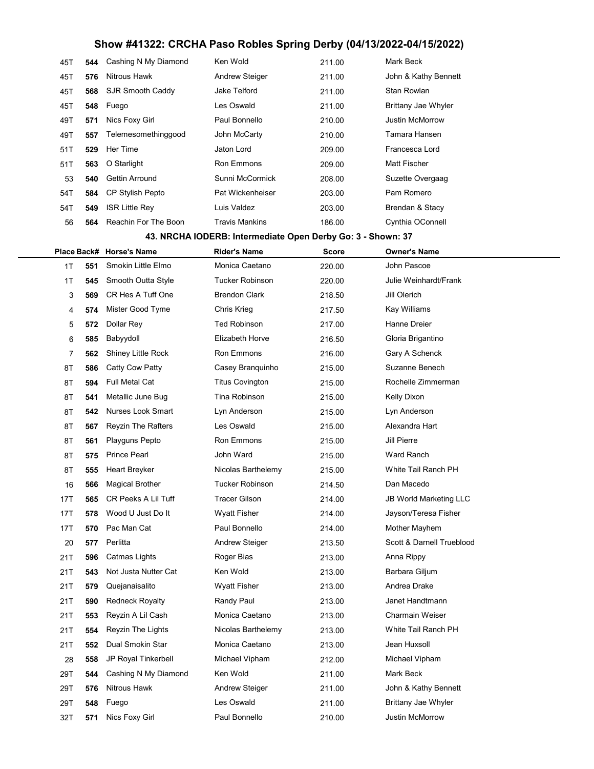| Place | Back# | Horse's Name | Rider's Name | Score | Owner's Name |
|---|---|---|---|---|---|
| 45T | 544 | Cashing N My Diamond | Ken Wold | 211.00 | Mark Beck |
| 45T | 576 | Nitrous Hawk | Andrew Steiger | 211.00 | John & Kathy Bennett |
| 45T | 568 | SJR Smooth Caddy | Jake Telford | 211.00 | Stan Rowlan |
| 45T | 548 | Fuego | Les Oswald | 211.00 | Brittany Jae Whyler |
| 49T | 571 | Nics Foxy Girl | Paul Bonnello | 210.00 | Justin McMorrow |
| 49T | 557 | Telemesomethinggood | John McCarty | 210.00 | Tamara Hansen |
| 51T | 529 | Her Time | Jaton Lord | 209.00 | Francesca Lord |
| 51T | 563 | O Starlight | Ron Emmons | 209.00 | Matt Fischer |
| 53 | 540 | Gettin Arround | Sunni McCormick | 208.00 | Suzette Overgaag |
| 54T | 584 | CP Stylish Pepto | Pat Wickenheiser | 203.00 | Pam Romero |
| 54T | 549 | ISR Little Rey | Luis Valdez | 203.00 | Brendan & Stacy |
| 56 | 564 | Reachin For The Boon | Travis Mankins | 186.00 | Cynthia OConnell |

## 43. NRCHA IODERB: Intermediate Open Derby Go: 3 - Shown: 37

| Place | Back# | Horse's Name | Rider's Name | Score | Owner's Name |
|---|---|---|---|---|---|
| 1T | 551 | Smokin Little Elmo | Monica Caetano | 220.00 | John Pascoe |
| 1T | 545 | Smooth Outta Style | Tucker Robinson | 220.00 | Julie Weinhardt/Frank |
| 3 | 569 | CR Hes A Tuff One | Brendon Clark | 218.50 | Jill Olerich |
| 4 | 574 | Mister Good Tyme | Chris Krieg | 217.50 | Kay Williams |
| 5 | 572 | Dollar Rey | Ted Robinson | 217.00 | Hanne Dreier |
| 6 | 585 | Babyydoll | Elizabeth Horve | 216.50 | Gloria Brigantino |
| 7 | 562 | Shiney Little Rock | Ron Emmons | 216.00 | Gary A Schenck |
| 8T | 586 | Catty Cow Patty | Casey Branquinho | 215.00 | Suzanne Benech |
| 8T | 594 | Full Metal Cat | Titus Covington | 215.00 | Rochelle Zimmerman |
| 8T | 541 | Metallic June Bug | Tina Robinson | 215.00 | Kelly Dixon |
| 8T | 542 | Nurses Look Smart | Lyn Anderson | 215.00 | Lyn Anderson |
| 8T | 567 | Reyzin The Rafters | Les Oswald | 215.00 | Alexandra Hart |
| 8T | 561 | Playguns Pepto | Ron Emmons | 215.00 | Jill Pierre |
| 8T | 575 | Prince Pearl | John Ward | 215.00 | Ward Ranch |
| 8T | 555 | Heart Breyker | Nicolas Barthelemy | 215.00 | White Tail Ranch PH |
| 16 | 566 | Magical Brother | Tucker Robinson | 214.50 | Dan Macedo |
| 17T | 565 | CR Peeks A Lil Tuff | Tracer Gilson | 214.00 | JB World Marketing LLC |
| 17T | 578 | Wood U Just Do It | Wyatt Fisher | 214.00 | Jayson/Teresa Fisher |
| 17T | 570 | Pac Man Cat | Paul Bonnello | 214.00 | Mother Mayhem |
| 20 | 577 | Perlitta | Andrew Steiger | 213.50 | Scott & Darnell Trueblood |
| 21T | 596 | Catmas Lights | Roger Bias | 213.00 | Anna Rippy |
| 21T | 543 | Not Justa Nutter Cat | Ken Wold | 213.00 | Barbara Giljum |
| 21T | 579 | Quejanaisalito | Wyatt Fisher | 213.00 | Andrea Drake |
| 21T | 590 | Redneck Royalty | Randy Paul | 213.00 | Janet Handtmann |
| 21T | 553 | Reyzin A Lil Cash | Monica Caetano | 213.00 | Charmain Weiser |
| 21T | 554 | Reyzin The Lights | Nicolas Barthelemy | 213.00 | White Tail Ranch PH |
| 21T | 552 | Dual Smokin Star | Monica Caetano | 213.00 | Jean Huxsoll |
| 28 | 558 | JP Royal Tinkerbell | Michael Vipham | 212.00 | Michael Vipham |
| 29T | 544 | Cashing N My Diamond | Ken Wold | 211.00 | Mark Beck |
| 29T | 576 | Nitrous Hawk | Andrew Steiger | 211.00 | John & Kathy Bennett |
| 29T | 548 | Fuego | Les Oswald | 211.00 | Brittany Jae Whyler |
| 32T | 571 | Nics Foxy Girl | Paul Bonnello | 210.00 | Justin McMorrow |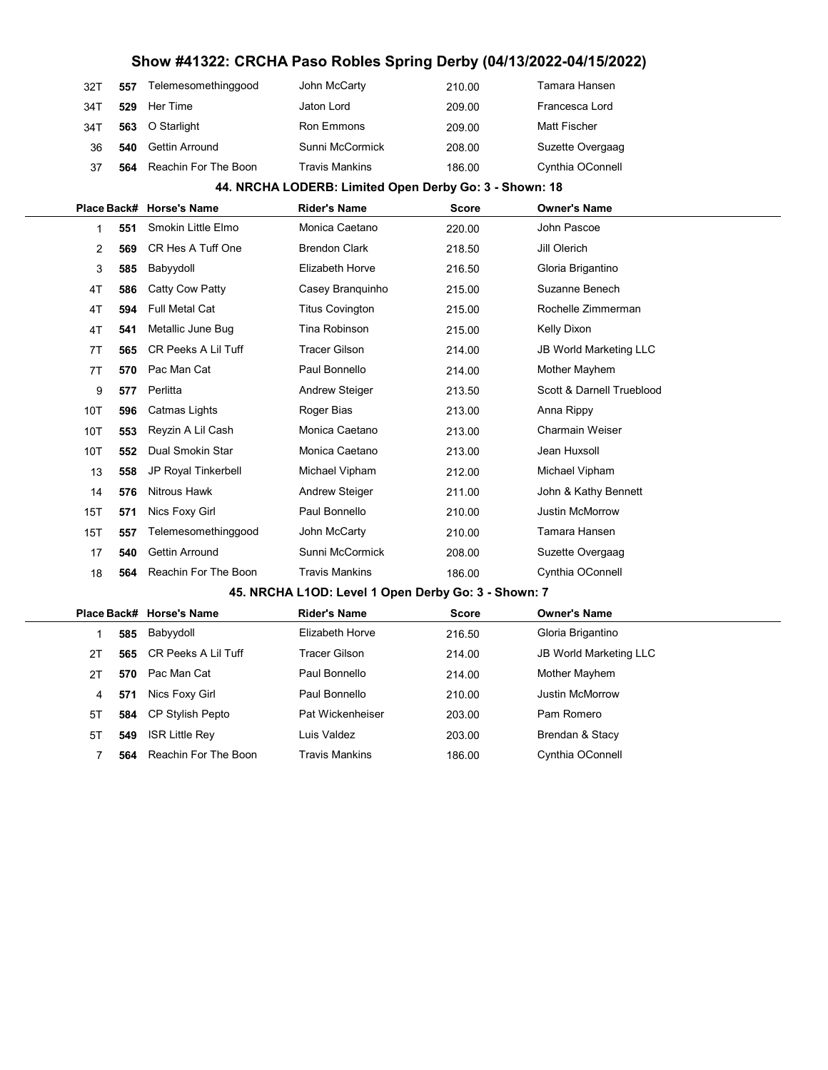| | | | | | |
|---|---|---|---|---|---|
| 32T | 557 | Telemesomethinggood | John McCarty | 210.00 | Tamara Hansen |
| 34T | 529 | Her Time | Jaton Lord | 209.00 | Francesca Lord |
| 34T | 563 | O Starlight | Ron Emmons | 209.00 | Matt Fischer |
| 36 | 540 | Gettin Arround | Sunni McCormick | 208.00 | Suzette Overgaag |
| 37 | 564 | Reachin For The Boon | Travis Mankins | 186.00 | Cynthia OConnell |

### 44. NRCHA LODERB: Limited Open Derby Go: 3 - Shown: 18

| Place | Back# | Horse's Name | Rider's Name | Score | Owner's Name |
|---|---|---|---|---|---|
| 1 | 551 | Smokin Little Elmo | Monica Caetano | 220.00 | John Pascoe |
| 2 | 569 | CR Hes A Tuff One | Brendon Clark | 218.50 | Jill Olerich |
| 3 | 585 | Babyydoll | Elizabeth Horve | 216.50 | Gloria Brigantino |
| 4T | 586 | Catty Cow Patty | Casey Branquinho | 215.00 | Suzanne Benech |
| 4T | 594 | Full Metal Cat | Titus Covington | 215.00 | Rochelle Zimmerman |
| 4T | 541 | Metallic June Bug | Tina Robinson | 215.00 | Kelly Dixon |
| 7T | 565 | CR Peeks A Lil Tuff | Tracer Gilson | 214.00 | JB World Marketing LLC |
| 7T | 570 | Pac Man Cat | Paul Bonnello | 214.00 | Mother Mayhem |
| 9 | 577 | Perlitta | Andrew Steiger | 213.50 | Scott & Darnell Trueblood |
| 10T | 596 | Catmas Lights | Roger Bias | 213.00 | Anna Rippy |
| 10T | 553 | Reyzin A Lil Cash | Monica Caetano | 213.00 | Charmain Weiser |
| 10T | 552 | Dual Smokin Star | Monica Caetano | 213.00 | Jean Huxsoll |
| 13 | 558 | JP Royal Tinkerbell | Michael Vipham | 212.00 | Michael Vipham |
| 14 | 576 | Nitrous Hawk | Andrew Steiger | 211.00 | John & Kathy Bennett |
| 15T | 571 | Nics Foxy Girl | Paul Bonnello | 210.00 | Justin McMorrow |
| 15T | 557 | Telemesomethinggood | John McCarty | 210.00 | Tamara Hansen |
| 17 | 540 | Gettin Arround | Sunni McCormick | 208.00 | Suzette Overgaag |
| 18 | 564 | Reachin For The Boon | Travis Mankins | 186.00 | Cynthia OConnell |

### 45. NRCHA L1OD: Level 1 Open Derby Go: 3 - Shown: 7

| Place | Back# | Horse's Name | Rider's Name | Score | Owner's Name |
|---|---|---|---|---|---|
| 1 | 585 | Babyydoll | Elizabeth Horve | 216.50 | Gloria Brigantino |
| 2T | 565 | CR Peeks A Lil Tuff | Tracer Gilson | 214.00 | JB World Marketing LLC |
| 2T | 570 | Pac Man Cat | Paul Bonnello | 214.00 | Mother Mayhem |
| 4 | 571 | Nics Foxy Girl | Paul Bonnello | 210.00 | Justin McMorrow |
| 5T | 584 | CP Stylish Pepto | Pat Wickenheiser | 203.00 | Pam Romero |
| 5T | 549 | ISR Little Rey | Luis Valdez | 203.00 | Brendan & Stacy |
| 7 | 564 | Reachin For The Boon | Travis Mankins | 186.00 | Cynthia OConnell |